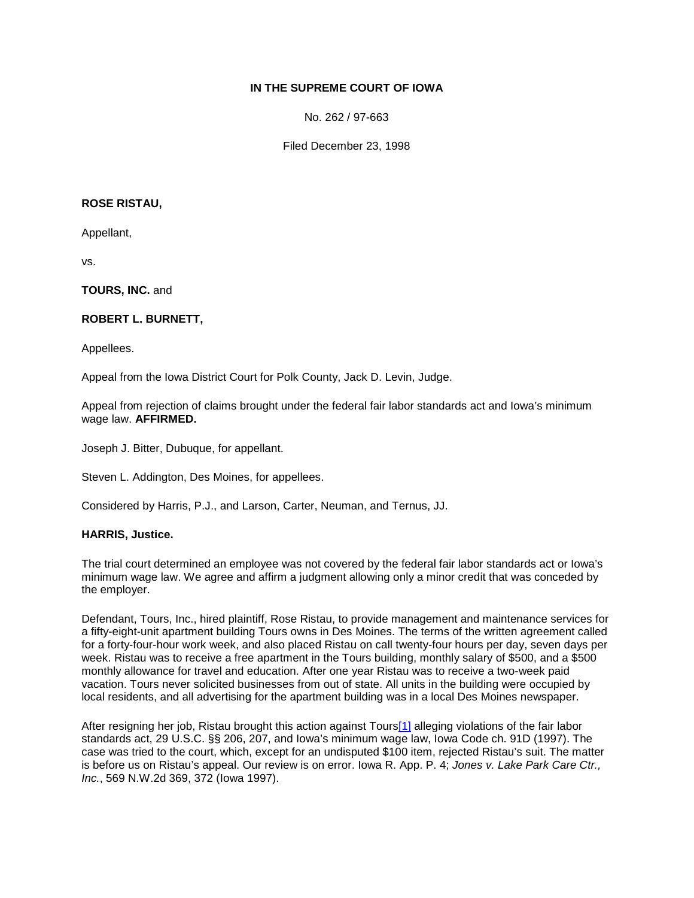**IN THE SUPREME COURT OF IOWA**

No. 262 / 97-663

Filed December 23, 1998

**ROSE RISTAU,**

Appellant,

vs.

**TOURS, INC.** and

**ROBERT L. BURNETT,**

Appellees.

Appeal from the Iowa District Court for Polk County, Jack D. Levin, Judge.

Appeal from rejection of claims brought under the federal fair labor standards act and Iowa's minimum wage law. **AFFIRMED.**

Joseph J. Bitter, Dubuque, for appellant.

Steven L. Addington, Des Moines, for appellees.

Considered by Harris, P.J., and Larson, Carter, Neuman, and Ternus, JJ.

**HARRIS, Justice.**

The trial court determined an employee was not covered by the federal fair labor standards act or Iowa's minimum wage law. We agree and affirm a judgment allowing only a minor credit that was conceded by the employer.

Defendant, Tours, Inc., hired plaintiff, Rose Ristau, to provide management and maintenance services for a fifty-eight-unit apartment building Tours owns in Des Moines. The terms of the written agreement called for a forty-four-hour work week, and also placed Ristau on call twenty-four hours per day, seven days per week. Ristau was to receive a free apartment in the Tours building, monthly salary of $500, and a $500 monthly allowance for travel and education. After one year Ristau was to receive a two-week paid vacation. Tours never solicited businesses from out of state. All units in the building were occupied by local residents, and all advertising for the apartment building was in a local Des Moines newspaper.

After resigning her job, Ristau brought this action against Tours[1] alleging violations of the fair labor standards act, 29 U.S.C. §§ 206, 207, and Iowa's minimum wage law, Iowa Code ch. 91D (1997). The case was tried to the court, which, except for an undisputed $100 item, rejected Ristau's suit. The matter is before us on Ristau's appeal. Our review is on error. Iowa R. App. P. 4; *Jones v. Lake Park Care Ctr., Inc.*, 569 N.W.2d 369, 372 (Iowa 1997).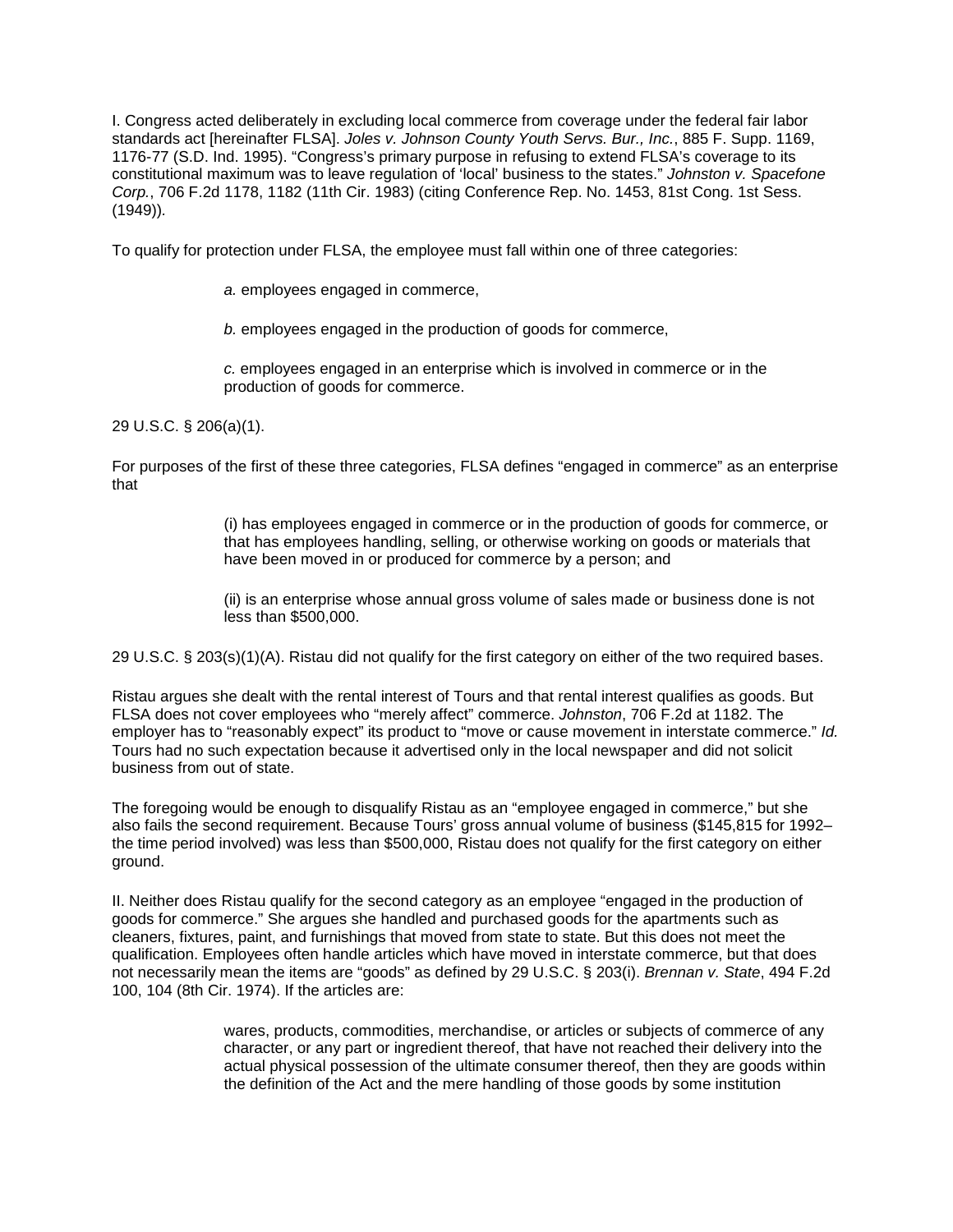I. Congress acted deliberately in excluding local commerce from coverage under the federal fair labor standards act [hereinafter FLSA]. *Joles v. Johnson County Youth Servs. Bur., Inc.*, 885 F. Supp. 1169, 1176-77 (S.D. Ind. 1995). "Congress's primary purpose in refusing to extend FLSA's coverage to its constitutional maximum was to leave regulation of 'local' business to the states." *Johnston v. Spacefone Corp.*, 706 F.2d 1178, 1182 (11th Cir. 1983) (citing Conference Rep. No. 1453, 81st Cong. 1st Sess. (1949)).

To qualify for protection under FLSA, the employee must fall within one of three categories:

> *a.* employees engaged in commerce,
>
> *b.* employees engaged in the production of goods for commerce,
>
> *c.* employees engaged in an enterprise which is involved in commerce or in the production of goods for commerce.

29 U.S.C. § 206(a)(1).

For purposes of the first of these three categories, FLSA defines "engaged in commerce" as an enterprise that

> (i) has employees engaged in commerce or in the production of goods for commerce, or that has employees handling, selling, or otherwise working on goods or materials that have been moved in or produced for commerce by a person; and
>
> (ii) is an enterprise whose annual gross volume of sales made or business done is not less than $500,000.

29 U.S.C. § 203(s)(1)(A). Ristau did not qualify for the first category on either of the two required bases.

Ristau argues she dealt with the rental interest of Tours and that rental interest qualifies as goods. But FLSA does not cover employees who "merely affect" commerce. *Johnston*, 706 F.2d at 1182. The employer has to "reasonably expect" its product to "move or cause movement in interstate commerce." *Id.* Tours had no such expectation because it advertised only in the local newspaper and did not solicit business from out of state.

The foregoing would be enough to disqualify Ristau as an "employee engaged in commerce," but she also fails the second requirement. Because Tours' gross annual volume of business ($145,815 for 1992–the time period involved) was less than $500,000, Ristau does not qualify for the first category on either ground.

II. Neither does Ristau qualify for the second category as an employee "engaged in the production of goods for commerce." She argues she handled and purchased goods for the apartments such as cleaners, fixtures, paint, and furnishings that moved from state to state. But this does not meet the qualification. Employees often handle articles which have moved in interstate commerce, but that does not necessarily mean the items are "goods" as defined by 29 U.S.C. § 203(i). *Brennan v. State*, 494 F.2d 100, 104 (8th Cir. 1974). If the articles are:

> wares, products, commodities, merchandise, or articles or subjects of commerce of any character, or any part or ingredient thereof, that have not reached their delivery into the actual physical possession of the ultimate consumer thereof, then they are goods within the definition of the Act and the mere handling of those goods by some institution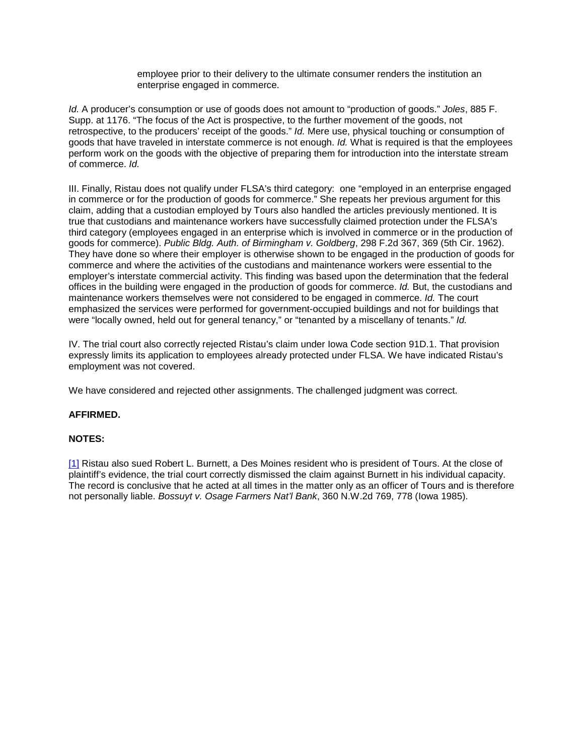> employee prior to their delivery to the ultimate consumer renders the institution an enterprise engaged in commerce.

*Id.* A producer's consumption or use of goods does not amount to "production of goods." *Joles*, 885 F. Supp. at 1176. "The focus of the Act is prospective, to the further movement of the goods, not retrospective, to the producers' receipt of the goods." *Id.* Mere use, physical touching or consumption of goods that have traveled in interstate commerce is not enough. *Id.* What is required is that the employees perform work on the goods with the objective of preparing them for introduction into the interstate stream of commerce. *Id.*

III. Finally, Ristau does not qualify under FLSA's third category: one "employed in an enterprise engaged in commerce or for the production of goods for commerce." She repeats her previous argument for this claim, adding that a custodian employed by Tours also handled the articles previously mentioned. It is true that custodians and maintenance workers have successfully claimed protection under the FLSA's third category (employees engaged in an enterprise which is involved in commerce or in the production of goods for commerce). *Public Bldg. Auth. of Birmingham v. Goldberg*, 298 F.2d 367, 369 (5th Cir. 1962). They have done so where their employer is otherwise shown to be engaged in the production of goods for commerce and where the activities of the custodians and maintenance workers were essential to the employer's interstate commercial activity. This finding was based upon the determination that the federal offices in the building were engaged in the production of goods for commerce. *Id.* But, the custodians and maintenance workers themselves were not considered to be engaged in commerce. *Id.* The court emphasized the services were performed for government-occupied buildings and not for buildings that were "locally owned, held out for general tenancy," or "tenanted by a miscellany of tenants." *Id.*

IV. The trial court also correctly rejected Ristau's claim under Iowa Code section 91D.1. That provision expressly limits its application to employees already protected under FLSA. We have indicated Ristau's employment was not covered.

We have considered and rejected other assignments. The challenged judgment was correct.

**AFFIRMED.**

**NOTES:**

[1] Ristau also sued Robert L. Burnett, a Des Moines resident who is president of Tours. At the close of plaintiff's evidence, the trial court correctly dismissed the claim against Burnett in his individual capacity. The record is conclusive that he acted at all times in the matter only as an officer of Tours and is therefore not personally liable. *Bossuyt v. Osage Farmers Nat'l Bank*, 360 N.W.2d 769, 778 (Iowa 1985).